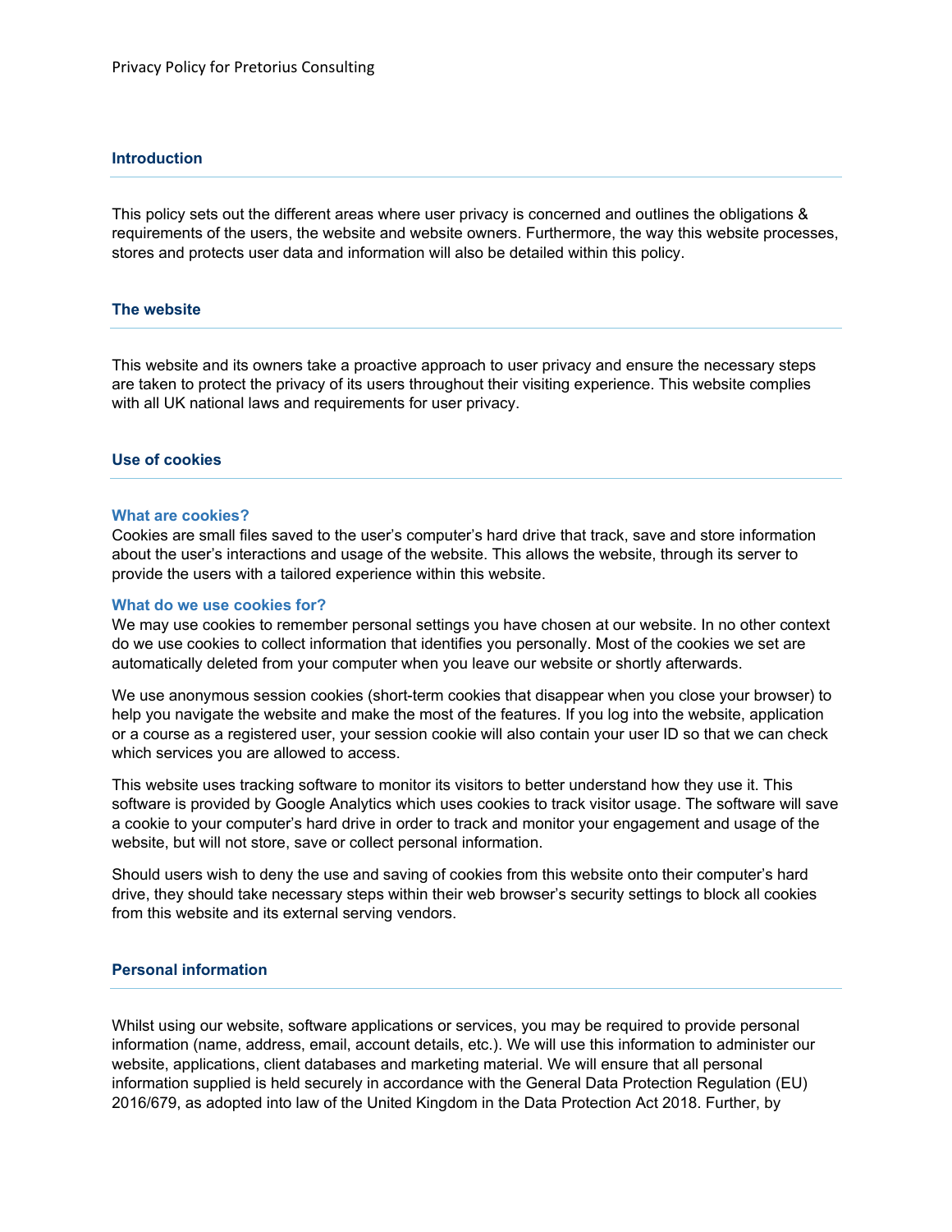Privacy Policy for Pretorius Consulting

## Introduction

This policy sets out the different areas where user privacy is concerned and outlines the obligations & requirements of the users, the website and website owners. Furthermore, the way this website processes, stores and protects user data and information will also be detailed within this policy.

## The website

This website and its owners take a proactive approach to user privacy and ensure the necessary steps are taken to protect the privacy of its users throughout their visiting experience. This website complies with all UK national laws and requirements for user privacy.

## Use of cookies

### What are cookies?

Cookies are small files saved to the user's computer's hard drive that track, save and store information about the user's interactions and usage of the website. This allows the website, through its server to provide the users with a tailored experience within this website.

### What do we use cookies for?

We may use cookies to remember personal settings you have chosen at our website. In no other context do we use cookies to collect information that identifies you personally. Most of the cookies we set are automatically deleted from your computer when you leave our website or shortly afterwards.

We use anonymous session cookies (short-term cookies that disappear when you close your browser) to help you navigate the website and make the most of the features. If you log into the website, application or a course as a registered user, your session cookie will also contain your user ID so that we can check which services you are allowed to access.

This website uses tracking software to monitor its visitors to better understand how they use it. This software is provided by Google Analytics which uses cookies to track visitor usage. The software will save a cookie to your computer's hard drive in order to track and monitor your engagement and usage of the website, but will not store, save or collect personal information.

Should users wish to deny the use and saving of cookies from this website onto their computer's hard drive, they should take necessary steps within their web browser's security settings to block all cookies from this website and its external serving vendors.

## Personal information

Whilst using our website, software applications or services, you may be required to provide personal information (name, address, email, account details, etc.). We will use this information to administer our website, applications, client databases and marketing material. We will ensure that all personal information supplied is held securely in accordance with the General Data Protection Regulation (EU) 2016/679, as adopted into law of the United Kingdom in the Data Protection Act 2018. Further, by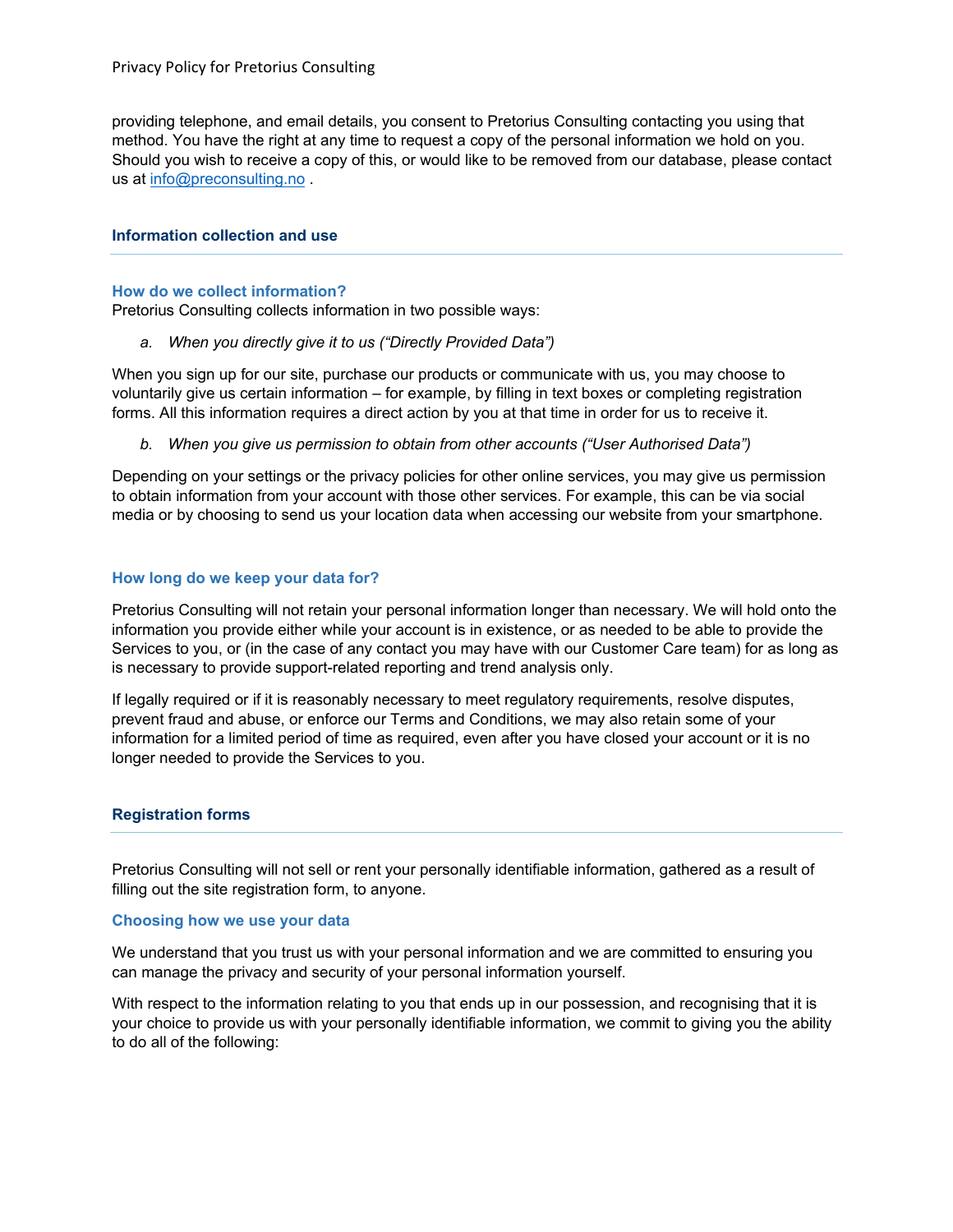providing telephone, and email details, you consent to Pretorius Consulting contacting you using that method. You have the right at any time to request a copy of the personal information we hold on you. Should you wish to receive a copy of this, or would like to be removed from our database, please contact us at [info@preconsulting.no](mailto:info@preconsulting.no) .

## Information collection and use

---

### How do we collect information?

Pretorius Consulting collects information in two possible ways:

a. *When you directly give it to us ("Directly Provided Data")*

When you sign up for our site, purchase our products or communicate with us, you may choose to voluntarily give us certain information – for example, by filling in text boxes or completing registration forms. All this information requires a direct action by you at that time in order for us to receive it.

b. *When you give us permission to obtain from other accounts ("User Authorised Data")*

Depending on your settings or the privacy policies for other online services, you may give us permission to obtain information from your account with those other services. For example, this can be via social media or by choosing to send us your location data when accessing our website from your smartphone.

### How long do we keep your data for?

Pretorius Consulting will not retain your personal information longer than necessary. We will hold onto the information you provide either while your account is in existence, or as needed to be able to provide the Services to you, or (in the case of any contact you may have with our Customer Care team) for as long as is necessary to provide support-related reporting and trend analysis only.

If legally required or if it is reasonably necessary to meet regulatory requirements, resolve disputes, prevent fraud and abuse, or enforce our Terms and Conditions, we may also retain some of your information for a limited period of time as required, even after you have closed your account or it is no longer needed to provide the Services to you.

## Registration forms

---

Pretorius Consulting will not sell or rent your personally identifiable information, gathered as a result of filling out the site registration form, to anyone.

### Choosing how we use your data

We understand that you trust us with your personal information and we are committed to ensuring you can manage the privacy and security of your personal information yourself.

With respect to the information relating to you that ends up in our possession, and recognising that it is your choice to provide us with your personally identifiable information, we commit to giving you the ability to do all of the following: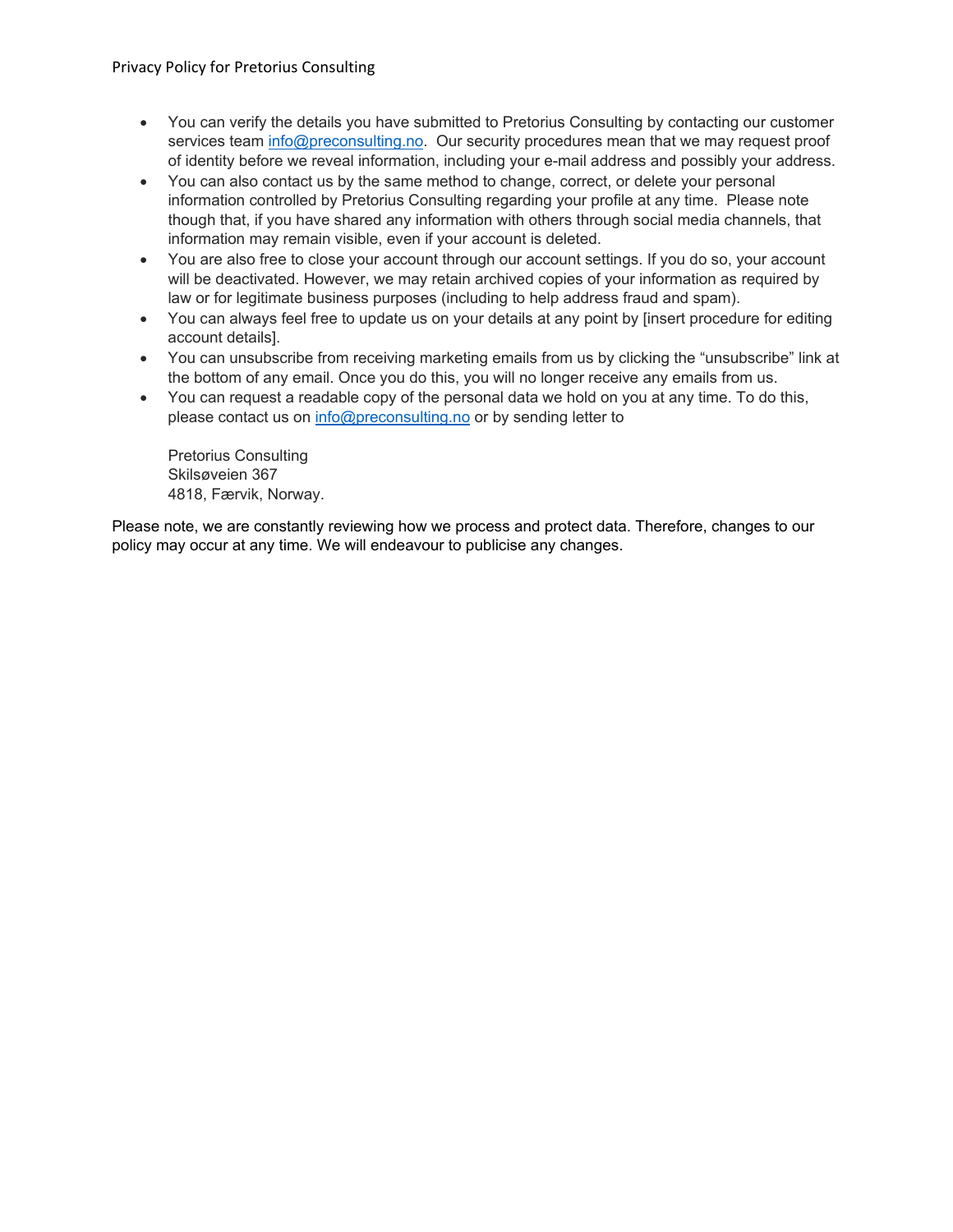- You can verify the details you have submitted to Pretorius Consulting by contacting our customer services team info@preconsulting.no. Our security procedures mean that we may request proof of identity before we reveal information, including your e-mail address and possibly your address.
- You can also contact us by the same method to change, correct, or delete your personal information controlled by Pretorius Consulting regarding your profile at any time. Please note though that, if you have shared any information with others through social media channels, that information may remain visible, even if your account is deleted.
- You are also free to close your account through our account settings. If you do so, your account will be deactivated. However, we may retain archived copies of your information as required by law or for legitimate business purposes (including to help address fraud and spam).
- You can always feel free to update us on your details at any point by [insert procedure for editing account details].
- You can unsubscribe from receiving marketing emails from us by clicking the "unsubscribe" link at the bottom of any email. Once you do this, you will no longer receive any emails from us.
- You can request a readable copy of the personal data we hold on you at any time. To do this, please contact us on info@preconsulting.no or by sending letter to

  Pretorius Consulting
  Skilsøveien 367
  4818, Færvik, Norway.

Please note, we are constantly reviewing how we process and protect data. Therefore, changes to our policy may occur at any time. We will endeavour to publicise any changes.